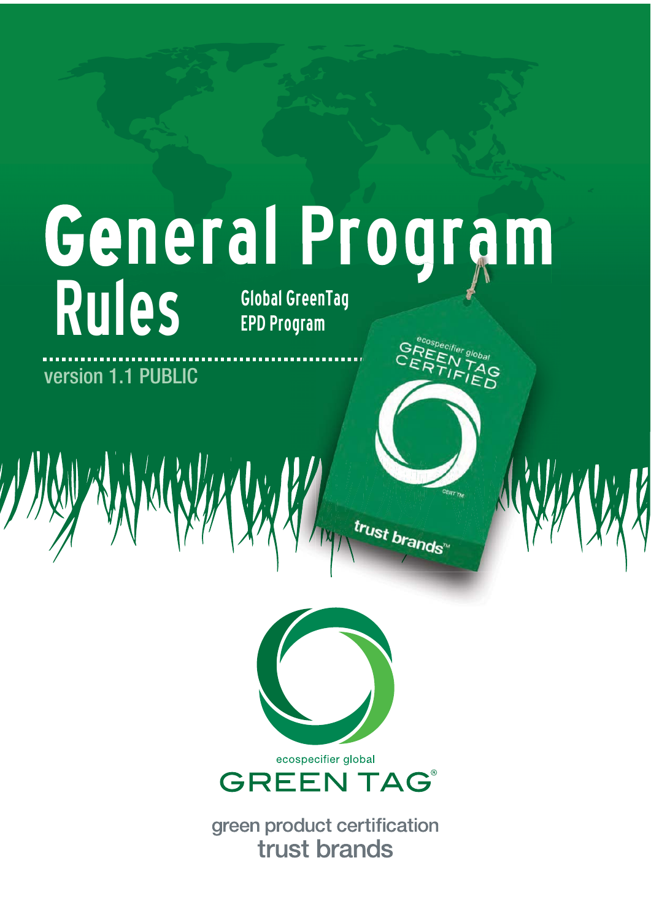# General Program Rules

**Global GreenTag EPD Program**

version 1.1 PUBLIC

ecospecifier global GREEN TAG CERTIFIED

CERT TM

trust brands™

ecospecifier global

GREEN TAG®

green product certification

trust brands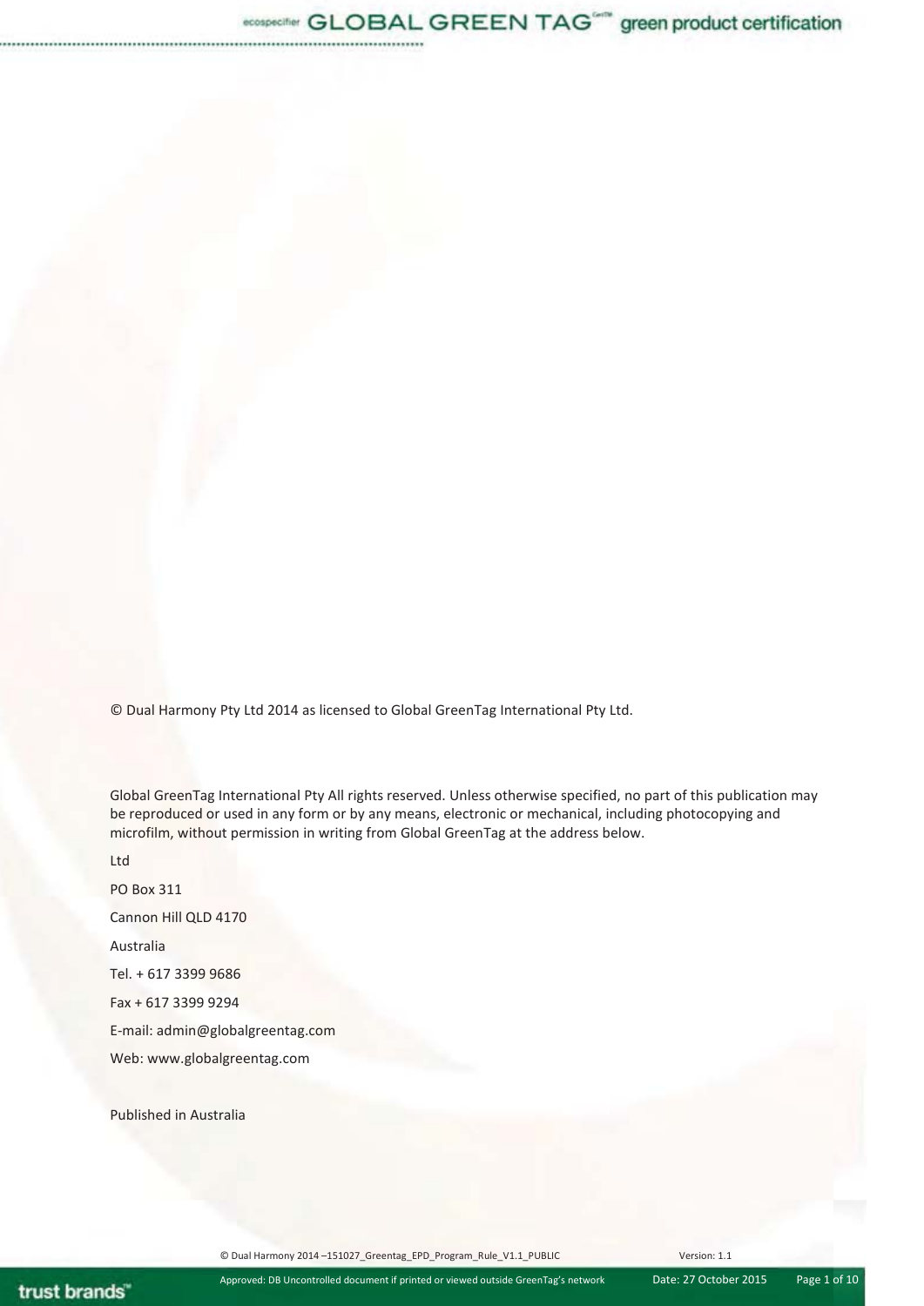© Dual Harmony Pty Ltd 2014 as licensed to Global GreenTag International Pty Ltd.

Global GreenTag International Pty All rights reserved. Unless otherwise specified, no part of this publication may be reproduced or used in any form or by any means, electronic or mechanical, including photocopying and microfilm, without permission in writing from Global GreenTag at the address below.

Ltd

PO Box 311

Cannon Hill QLD 4170

Australia

Tel. + 617 3399 9686

Fax + 617 3399 9294

E-mail: admin@globalgreentag.com

Web: www.globalgreentag.com

Published in Australia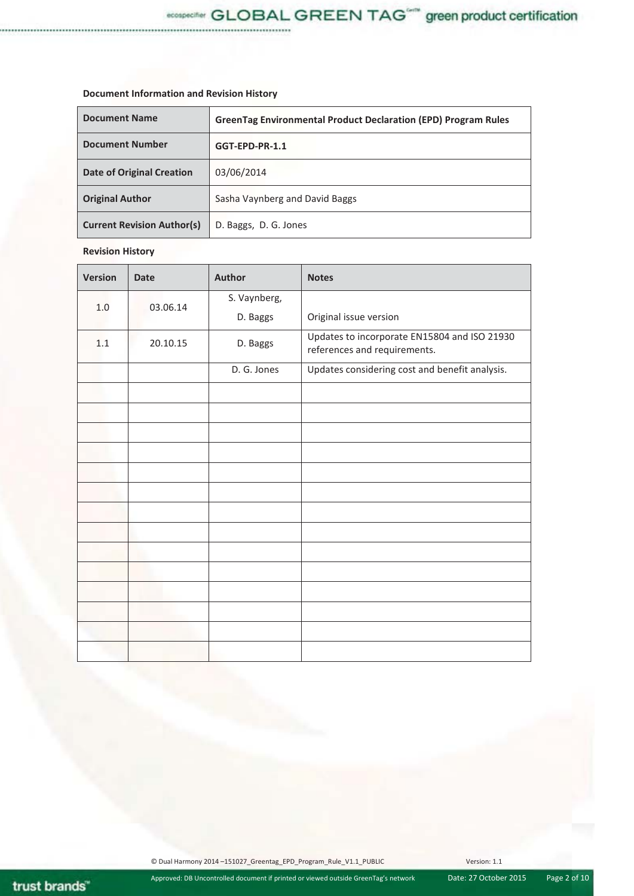**Document Information and Revision History**

| Document Name | GreenTag Environmental Product Declaration (EPD) Program Rules |
|---|---|
| Document Number | GGT-EPD-PR-1.1 |
| Date of Original Creation | 03/06/2014 |
| Original Author | Sasha Vaynberg and David Baggs |
| Current Revision Author(s) | D. Baggs, D. G. Jones |

**Revision History**

| Version | Date | Author | Notes |
|---|---|---|---|
| 1.0 | 03.06.14 | S. Vaynberg, D. Baggs | Original issue version |
| 1.1 | 20.10.15 | D. Baggs | Updates to incorporate EN15804 and ISO 21930 references and requirements. |
| | | D. G. Jones | Updates considering cost and benefit analysis. |
| | | | |
| | | | |
| | | | |
| | | | |
| | | | |
| | | | |
| | | | |
| | | | |
| | | | |
| | | | |
| | | | |
| | | | |
| | | | |
| | | | |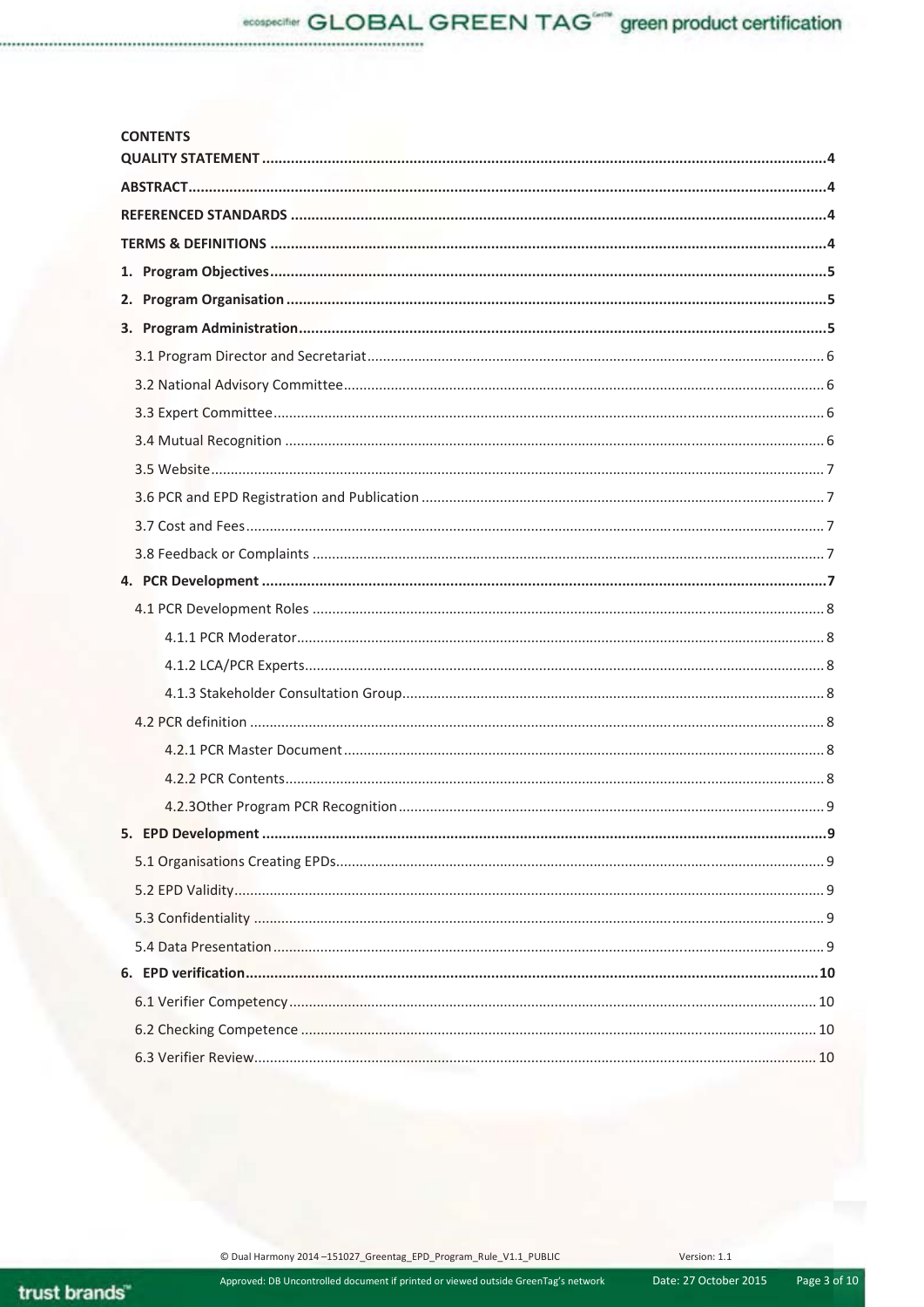**CONTENTS**

**QUALITY STATEMENT** .......... 4

**ABSTRACT** .......... 4

**REFERENCED STANDARDS** .......... 4

**TERMS & DEFINITIONS** .......... 4

**1. Program Objectives** .......... 5

**2. Program Organisation** .......... 5

**3. Program Administration** .......... 5

- 3.1 Program Director and Secretariat .......... 6
- 3.2 National Advisory Committee .......... 6
- 3.3 Expert Committee .......... 6
- 3.4 Mutual Recognition .......... 6
- 3.5 Website .......... 7
- 3.6 PCR and EPD Registration and Publication .......... 7
- 3.7 Cost and Fees .......... 7
- 3.8 Feedback or Complaints .......... 7

**4. PCR Development** .......... 7

- 4.1 PCR Development Roles .......... 8
  - 4.1.1 PCR Moderator .......... 8
  - 4.1.2 LCA/PCR Experts .......... 8
  - 4.1.3 Stakeholder Consultation Group .......... 8
- 4.2 PCR definition .......... 8
  - 4.2.1 PCR Master Document .......... 8
  - 4.2.2 PCR Contents .......... 8
  - 4.2.3Other Program PCR Recognition .......... 9

**5. EPD Development** .......... 9

- 5.1 Organisations Creating EPDs .......... 9
- 5.2 EPD Validity .......... 9
- 5.3 Confidentiality .......... 9
- 5.4 Data Presentation .......... 9

**6. EPD verification** .......... 10

- 6.1 Verifier Competency .......... 10
- 6.2 Checking Competence .......... 10
- 6.3 Verifier Review .......... 10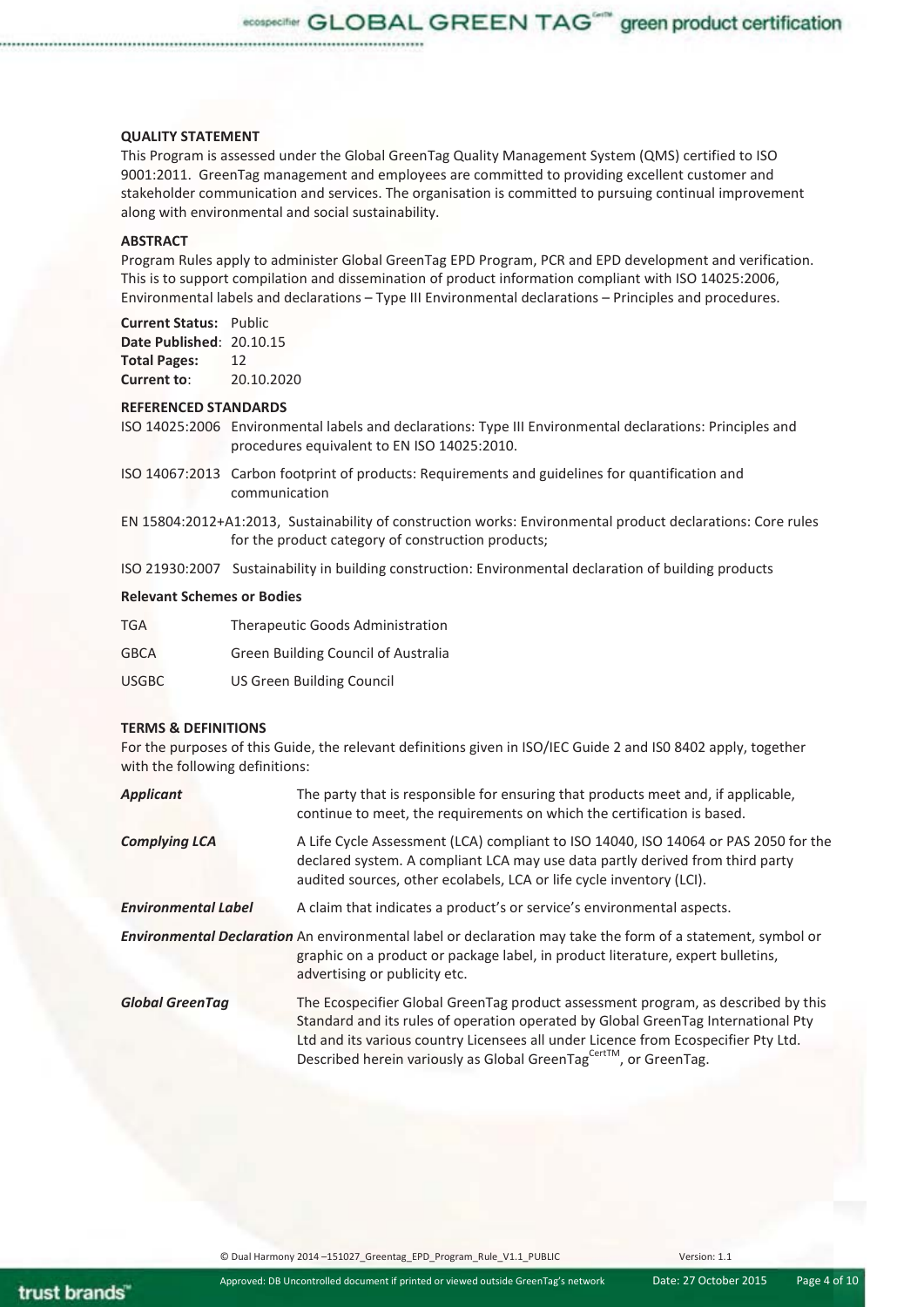### QUALITY STATEMENT

This Program is assessed under the Global GreenTag Quality Management System (QMS) certified to ISO 9001:2011. GreenTag management and employees are committed to providing excellent customer and stakeholder communication and services. The organisation is committed to pursuing continual improvement along with environmental and social sustainability.

### ABSTRACT

Program Rules apply to administer Global GreenTag EPD Program, PCR and EPD development and verification. This is to support compilation and dissemination of product information compliant with ISO 14025:2006, Environmental labels and declarations – Type III Environmental declarations – Principles and procedures.

**Current Status:** Public
**Date Published**: 20.10.15
**Total Pages:** 12
**Current to**: 20.10.2020

### REFERENCED STANDARDS

ISO 14025:2006 Environmental labels and declarations: Type III Environmental declarations: Principles and procedures equivalent to EN ISO 14025:2010.

ISO 14067:2013 Carbon footprint of products: Requirements and guidelines for quantification and communication

EN 15804:2012+A1:2013, Sustainability of construction works: Environmental product declarations: Core rules for the product category of construction products;

ISO 21930:2007 Sustainability in building construction: Environmental declaration of building products

### Relevant Schemes or Bodies

| | |
|---|---|
| TGA | Therapeutic Goods Administration |
| GBCA | Green Building Council of Australia |
| USGBC | US Green Building Council |

### TERMS & DEFINITIONS

For the purposes of this Guide, the relevant definitions given in ISO/IEC Guide 2 and IS0 8402 apply, together with the following definitions:

| | |
|---|---|
| ***Applicant*** | The party that is responsible for ensuring that products meet and, if applicable, continue to meet, the requirements on which the certification is based. |
| ***Complying LCA*** | A Life Cycle Assessment (LCA) compliant to ISO 14040, ISO 14064 or PAS 2050 for the declared system. A compliant LCA may use data partly derived from third party audited sources, other ecolabels, LCA or life cycle inventory (LCI). |
| ***Environmental Label*** | A claim that indicates a product's or service's environmental aspects. |
| ***Environmental Declaration*** | An environmental label or declaration may take the form of a statement, symbol or graphic on a product or package label, in product literature, expert bulletins, advertising or publicity etc. |
| ***Global GreenTag*** | The Ecospecifier Global GreenTag product assessment program, as described by this Standard and its rules of operation operated by Global GreenTag International Pty Ltd and its various country Licensees all under Licence from Ecospecifier Pty Ltd. Described herein variously as Global GreenTag[CertTM], or GreenTag. |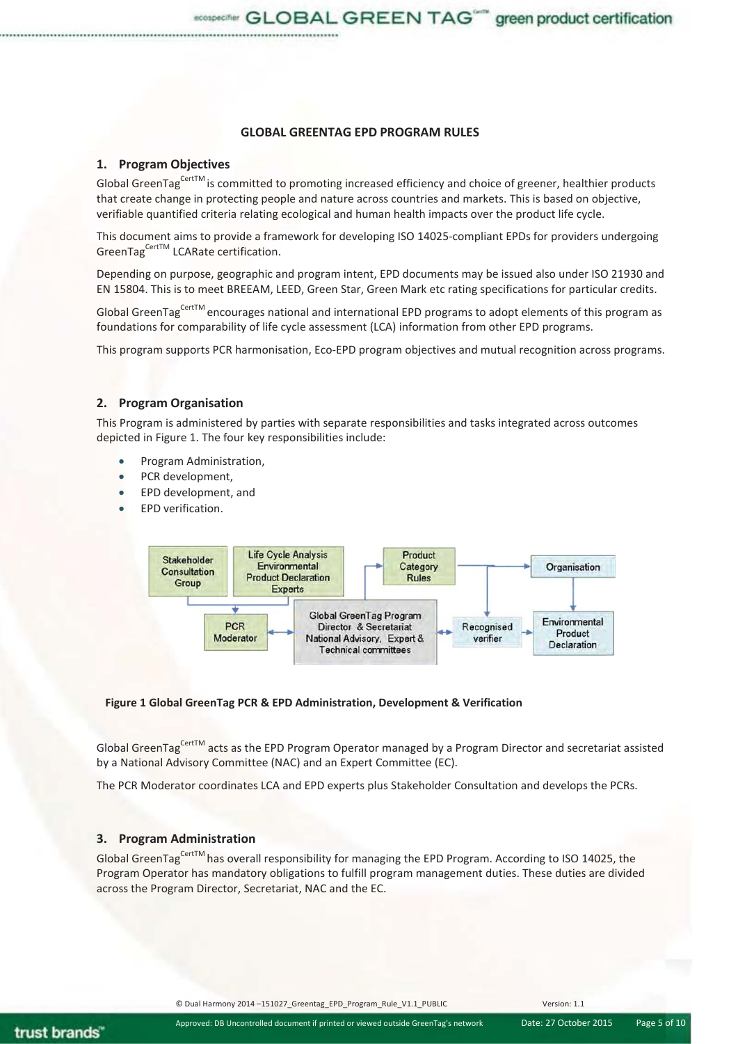## GLOBAL GREENTAG EPD PROGRAM RULES

### 1. Program Objectives

Global GreenTag[CertTM] is committed to promoting increased efficiency and choice of greener, healthier products that create change in protecting people and nature across countries and markets. This is based on objective, verifiable quantified criteria relating ecological and human health impacts over the product life cycle.

This document aims to provide a framework for developing ISO 14025-compliant EPDs for providers undergoing GreenTag[CertTM] LCARate certification.

Depending on purpose, geographic and program intent, EPD documents may be issued also under ISO 21930 and EN 15804. This is to meet BREEAM, LEED, Green Star, Green Mark etc rating specifications for particular credits.

Global GreenTag[CertTM] encourages national and international EPD programs to adopt elements of this program as foundations for comparability of life cycle assessment (LCA) information from other EPD programs.

This program supports PCR harmonisation, Eco-EPD program objectives and mutual recognition across programs.

### 2. Program Organisation

This Program is administered by parties with separate responsibilities and tasks integrated across outcomes depicted in Figure 1. The four key responsibilities include:

- Program Administration,
- PCR development,
- EPD development, and
- EPD verification.

Stakeholder Consultation Group | Life Cycle Analysis Environmental Product Declaration Experts | Product Category Rules | Organisation | PCR Moderator | Global GreenTag Program Director & Secretariat National Advisory, Expert & Technical committees | Recognised verifier | Environmental Product Declaration

**Figure 1 Global GreenTag PCR & EPD Administration, Development & Verification**

Global GreenTag[CertTM] acts as the EPD Program Operator managed by a Program Director and secretariat assisted by a National Advisory Committee (NAC) and an Expert Committee (EC).

The PCR Moderator coordinates LCA and EPD experts plus Stakeholder Consultation and develops the PCRs.

### 3. Program Administration

Global GreenTag[CertTM] has overall responsibility for managing the EPD Program. According to ISO 14025, the Program Operator has mandatory obligations to fulfill program management duties. These duties are divided across the Program Director, Secretariat, NAC and the EC.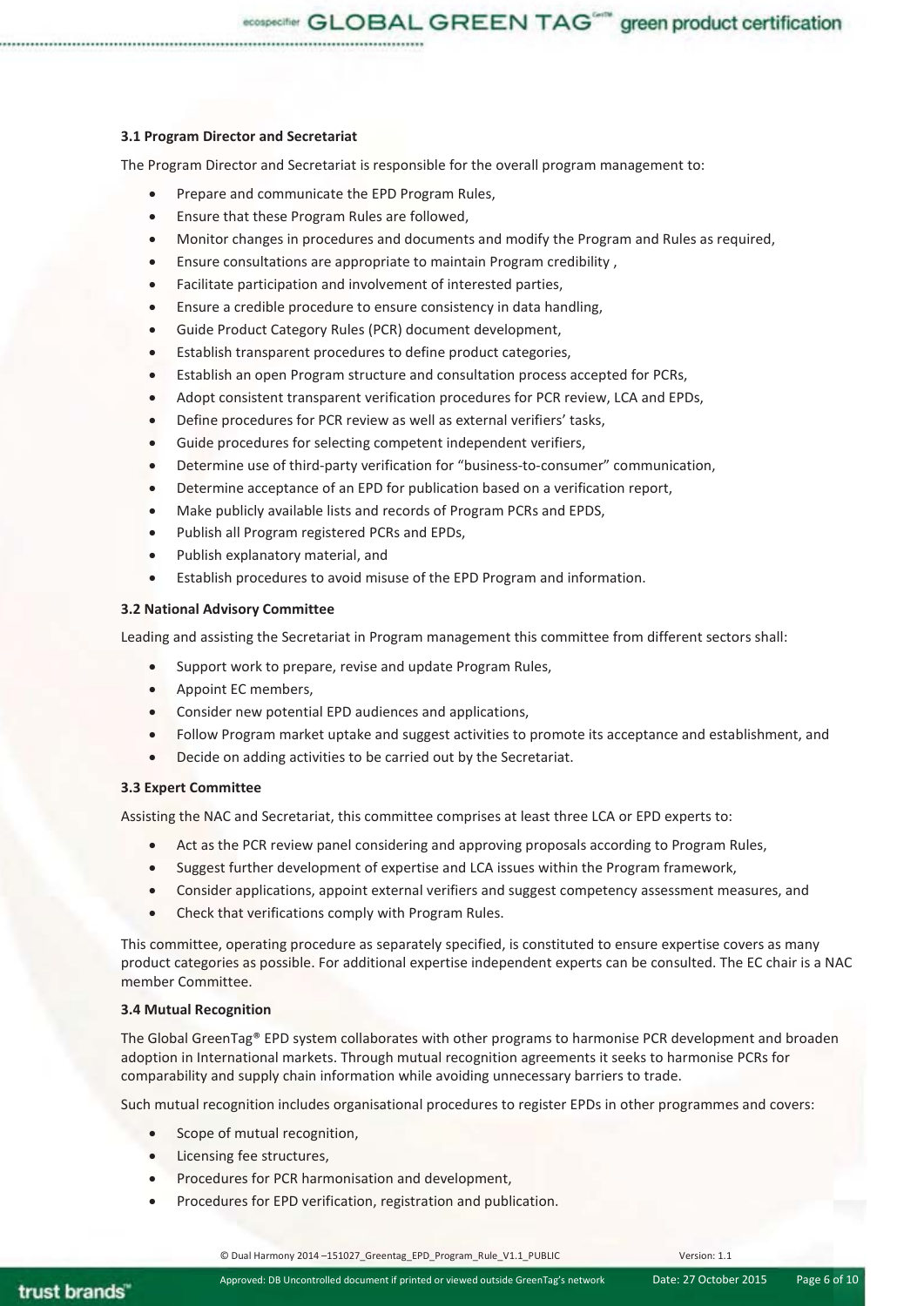### 3.1 Program Director and Secretariat

The Program Director and Secretariat is responsible for the overall program management to:

- Prepare and communicate the EPD Program Rules,
- Ensure that these Program Rules are followed,
- Monitor changes in procedures and documents and modify the Program and Rules as required,
- Ensure consultations are appropriate to maintain Program credibility ,
- Facilitate participation and involvement of interested parties,
- Ensure a credible procedure to ensure consistency in data handling,
- Guide Product Category Rules (PCR) document development,
- Establish transparent procedures to define product categories,
- Establish an open Program structure and consultation process accepted for PCRs,
- Adopt consistent transparent verification procedures for PCR review, LCA and EPDs,
- Define procedures for PCR review as well as external verifiers' tasks,
- Guide procedures for selecting competent independent verifiers,
- Determine use of third-party verification for "business-to-consumer" communication,
- Determine acceptance of an EPD for publication based on a verification report,
- Make publicly available lists and records of Program PCRs and EPDS,
- Publish all Program registered PCRs and EPDs,
- Publish explanatory material, and
- Establish procedures to avoid misuse of the EPD Program and information.

### 3.2 National Advisory Committee

Leading and assisting the Secretariat in Program management this committee from different sectors shall:

- Support work to prepare, revise and update Program Rules,
- Appoint EC members,
- Consider new potential EPD audiences and applications,
- Follow Program market uptake and suggest activities to promote its acceptance and establishment, and
- Decide on adding activities to be carried out by the Secretariat.

### 3.3 Expert Committee

Assisting the NAC and Secretariat, this committee comprises at least three LCA or EPD experts to:

- Act as the PCR review panel considering and approving proposals according to Program Rules,
- Suggest further development of expertise and LCA issues within the Program framework,
- Consider applications, appoint external verifiers and suggest competency assessment measures, and
- Check that verifications comply with Program Rules.

This committee, operating procedure as separately specified, is constituted to ensure expertise covers as many product categories as possible. For additional expertise independent experts can be consulted. The EC chair is a NAC member Committee.

### 3.4 Mutual Recognition

The Global GreenTag® EPD system collaborates with other programs to harmonise PCR development and broaden adoption in International markets. Through mutual recognition agreements it seeks to harmonise PCRs for comparability and supply chain information while avoiding unnecessary barriers to trade.

Such mutual recognition includes organisational procedures to register EPDs in other programmes and covers:

- Scope of mutual recognition,
- Licensing fee structures,
- Procedures for PCR harmonisation and development,
- Procedures for EPD verification, registration and publication.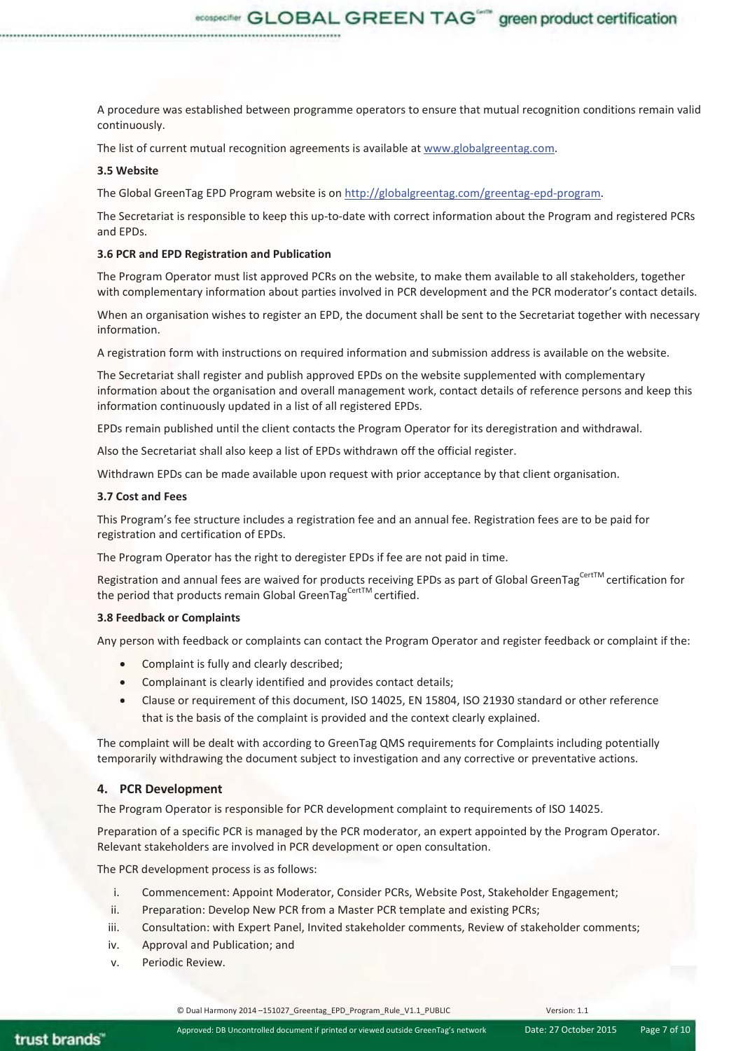A procedure was established between programme operators to ensure that mutual recognition conditions remain valid continuously.

The list of current mutual recognition agreements is available at www.globalgreentag.com.

**3.5 Website**

The Global GreenTag EPD Program website is on http://globalgreentag.com/greentag-epd-program.

The Secretariat is responsible to keep this up-to-date with correct information about the Program and registered PCRs and EPDs.

**3.6 PCR and EPD Registration and Publication**

The Program Operator must list approved PCRs on the website, to make them available to all stakeholders, together with complementary information about parties involved in PCR development and the PCR moderator's contact details.

When an organisation wishes to register an EPD, the document shall be sent to the Secretariat together with necessary information.

A registration form with instructions on required information and submission address is available on the website.

The Secretariat shall register and publish approved EPDs on the website supplemented with complementary information about the organisation and overall management work, contact details of reference persons and keep this information continuously updated in a list of all registered EPDs.

EPDs remain published until the client contacts the Program Operator for its deregistration and withdrawal.

Also the Secretariat shall also keep a list of EPDs withdrawn off the official register.

Withdrawn EPDs can be made available upon request with prior acceptance by that client organisation.

**3.7 Cost and Fees**

This Program's fee structure includes a registration fee and an annual fee. Registration fees are to be paid for registration and certification of EPDs.

The Program Operator has the right to deregister EPDs if fee are not paid in time.

Registration and annual fees are waived for products receiving EPDs as part of Global GreenTag[CertTM] certification for the period that products remain Global GreenTag[CertTM] certified.

**3.8 Feedback or Complaints**

Any person with feedback or complaints can contact the Program Operator and register feedback or complaint if the:

- Complaint is fully and clearly described;
- Complainant is clearly identified and provides contact details;
- Clause or requirement of this document, ISO 14025, EN 15804, ISO 21930 standard or other reference that is the basis of the complaint is provided and the context clearly explained.

The complaint will be dealt with according to GreenTag QMS requirements for Complaints including potentially temporarily withdrawing the document subject to investigation and any corrective or preventative actions.

## 4. PCR Development

The Program Operator is responsible for PCR development complaint to requirements of ISO 14025.

Preparation of a specific PCR is managed by the PCR moderator, an expert appointed by the Program Operator. Relevant stakeholders are involved in PCR development or open consultation.

The PCR development process is as follows:

i. Commencement: Appoint Moderator, Consider PCRs, Website Post, Stakeholder Engagement;
ii. Preparation: Develop New PCR from a Master PCR template and existing PCRs;
iii. Consultation: with Expert Panel, Invited stakeholder comments, Review of stakeholder comments;
iv. Approval and Publication; and
v. Periodic Review.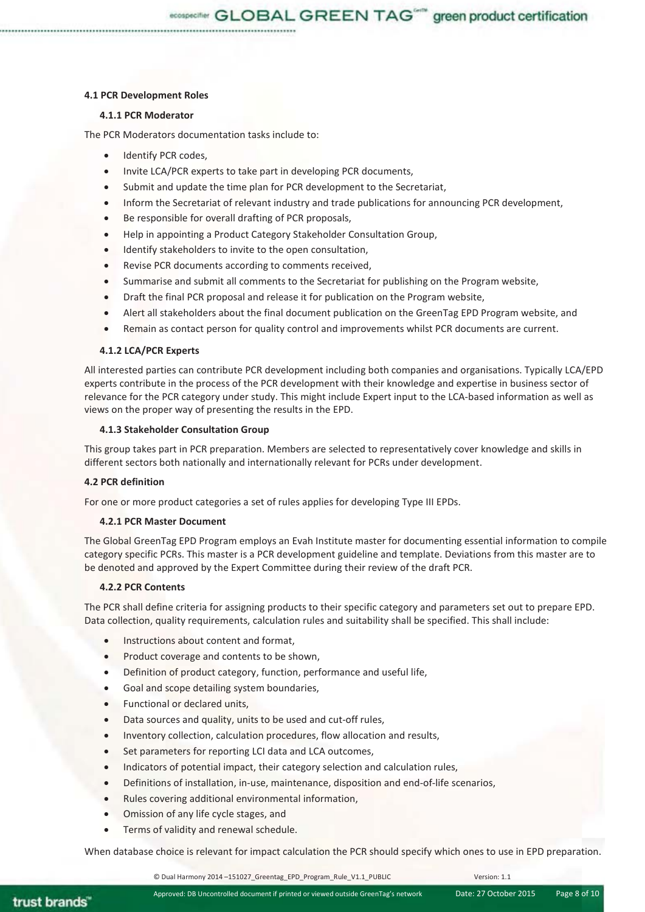## 4.1 PCR Development Roles

### 4.1.1 PCR Moderator

The PCR Moderators documentation tasks include to:

- Identify PCR codes,
- Invite LCA/PCR experts to take part in developing PCR documents,
- Submit and update the time plan for PCR development to the Secretariat,
- Inform the Secretariat of relevant industry and trade publications for announcing PCR development,
- Be responsible for overall drafting of PCR proposals,
- Help in appointing a Product Category Stakeholder Consultation Group,
- Identify stakeholders to invite to the open consultation,
- Revise PCR documents according to comments received,
- Summarise and submit all comments to the Secretariat for publishing on the Program website,
- Draft the final PCR proposal and release it for publication on the Program website,
- Alert all stakeholders about the final document publication on the GreenTag EPD Program website, and
- Remain as contact person for quality control and improvements whilst PCR documents are current.

### 4.1.2 LCA/PCR Experts

All interested parties can contribute PCR development including both companies and organisations. Typically LCA/EPD experts contribute in the process of the PCR development with their knowledge and expertise in business sector of relevance for the PCR category under study. This might include Expert input to the LCA-based information as well as views on the proper way of presenting the results in the EPD.

### 4.1.3 Stakeholder Consultation Group

This group takes part in PCR preparation. Members are selected to representatively cover knowledge and skills in different sectors both nationally and internationally relevant for PCRs under development.

## 4.2 PCR definition

For one or more product categories a set of rules applies for developing Type III EPDs.

### 4.2.1 PCR Master Document

The Global GreenTag EPD Program employs an Evah Institute master for documenting essential information to compile category specific PCRs. This master is a PCR development guideline and template. Deviations from this master are to be denoted and approved by the Expert Committee during their review of the draft PCR.

### 4.2.2 PCR Contents

The PCR shall define criteria for assigning products to their specific category and parameters set out to prepare EPD. Data collection, quality requirements, calculation rules and suitability shall be specified. This shall include:

- Instructions about content and format,
- Product coverage and contents to be shown,
- Definition of product category, function, performance and useful life,
- Goal and scope detailing system boundaries,
- Functional or declared units,
- Data sources and quality, units to be used and cut-off rules,
- Inventory collection, calculation procedures, flow allocation and results,
- Set parameters for reporting LCI data and LCA outcomes,
- Indicators of potential impact, their category selection and calculation rules,
- Definitions of installation, in-use, maintenance, disposition and end-of-life scenarios,
- Rules covering additional environmental information,
- Omission of any life cycle stages, and
- Terms of validity and renewal schedule.

When database choice is relevant for impact calculation the PCR should specify which ones to use in EPD preparation.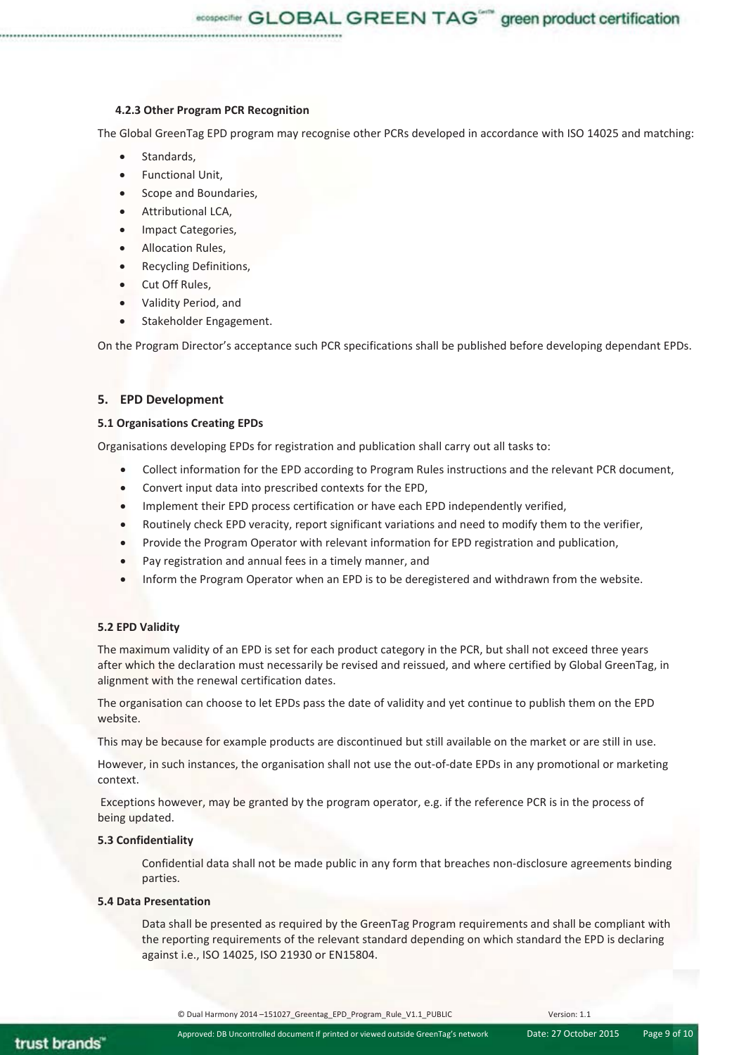#### 4.2.3 Other Program PCR Recognition

The Global GreenTag EPD program may recognise other PCRs developed in accordance with ISO 14025 and matching:

- Standards,
- Functional Unit,
- Scope and Boundaries,
- Attributional LCA,
- Impact Categories,
- Allocation Rules,
- Recycling Definitions,
- Cut Off Rules,
- Validity Period, and
- Stakeholder Engagement.

On the Program Director's acceptance such PCR specifications shall be published before developing dependant EPDs.

## 5. EPD Development

### 5.1 Organisations Creating EPDs

Organisations developing EPDs for registration and publication shall carry out all tasks to:

- Collect information for the EPD according to Program Rules instructions and the relevant PCR document,
- Convert input data into prescribed contexts for the EPD,
- Implement their EPD process certification or have each EPD independently verified,
- Routinely check EPD veracity, report significant variations and need to modify them to the verifier,
- Provide the Program Operator with relevant information for EPD registration and publication,
- Pay registration and annual fees in a timely manner, and
- Inform the Program Operator when an EPD is to be deregistered and withdrawn from the website.

### 5.2 EPD Validity

The maximum validity of an EPD is set for each product category in the PCR, but shall not exceed three years after which the declaration must necessarily be revised and reissued, and where certified by Global GreenTag, in alignment with the renewal certification dates.

The organisation can choose to let EPDs pass the date of validity and yet continue to publish them on the EPD website.

This may be because for example products are discontinued but still available on the market or are still in use.

However, in such instances, the organisation shall not use the out-of-date EPDs in any promotional or marketing context.

Exceptions however, may be granted by the program operator, e.g. if the reference PCR is in the process of being updated.

### 5.3 Confidentiality

Confidential data shall not be made public in any form that breaches non-disclosure agreements binding parties.

### 5.4 Data Presentation

Data shall be presented as required by the GreenTag Program requirements and shall be compliant with the reporting requirements of the relevant standard depending on which standard the EPD is declaring against i.e., ISO 14025, ISO 21930 or EN15804.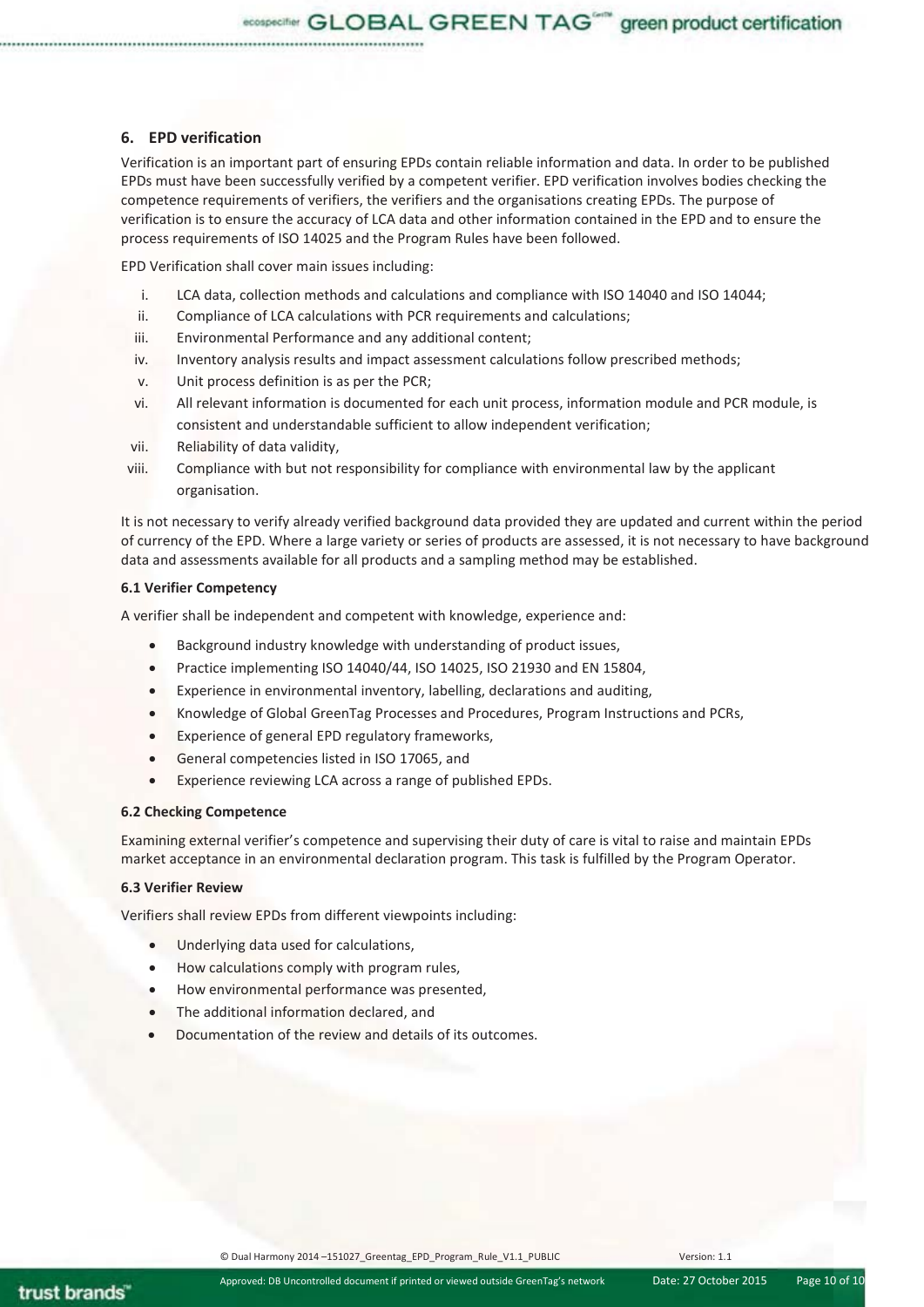## 6. EPD verification

Verification is an important part of ensuring EPDs contain reliable information and data. In order to be published EPDs must have been successfully verified by a competent verifier. EPD verification involves bodies checking the competence requirements of verifiers, the verifiers and the organisations creating EPDs. The purpose of verification is to ensure the accuracy of LCA data and other information contained in the EPD and to ensure the process requirements of ISO 14025 and the Program Rules have been followed.

EPD Verification shall cover main issues including:

i. LCA data, collection methods and calculations and compliance with ISO 14040 and ISO 14044;
ii. Compliance of LCA calculations with PCR requirements and calculations;
iii. Environmental Performance and any additional content;
iv. Inventory analysis results and impact assessment calculations follow prescribed methods;
v. Unit process definition is as per the PCR;
vi. All relevant information is documented for each unit process, information module and PCR module, is consistent and understandable sufficient to allow independent verification;
vii. Reliability of data validity,
viii. Compliance with but not responsibility for compliance with environmental law by the applicant organisation.

It is not necessary to verify already verified background data provided they are updated and current within the period of currency of the EPD. Where a large variety or series of products are assessed, it is not necessary to have background data and assessments available for all products and a sampling method may be established.

### 6.1 Verifier Competency

A verifier shall be independent and competent with knowledge, experience and:

- Background industry knowledge with understanding of product issues,
- Practice implementing ISO 14040/44, ISO 14025, ISO 21930 and EN 15804,
- Experience in environmental inventory, labelling, declarations and auditing,
- Knowledge of Global GreenTag Processes and Procedures, Program Instructions and PCRs,
- Experience of general EPD regulatory frameworks,
- General competencies listed in ISO 17065, and
- Experience reviewing LCA across a range of published EPDs.

### 6.2 Checking Competence

Examining external verifier's competence and supervising their duty of care is vital to raise and maintain EPDs market acceptance in an environmental declaration program. This task is fulfilled by the Program Operator.

### 6.3 Verifier Review

Verifiers shall review EPDs from different viewpoints including:

- Underlying data used for calculations,
- How calculations comply with program rules,
- How environmental performance was presented,
- The additional information declared, and
- Documentation of the review and details of its outcomes.